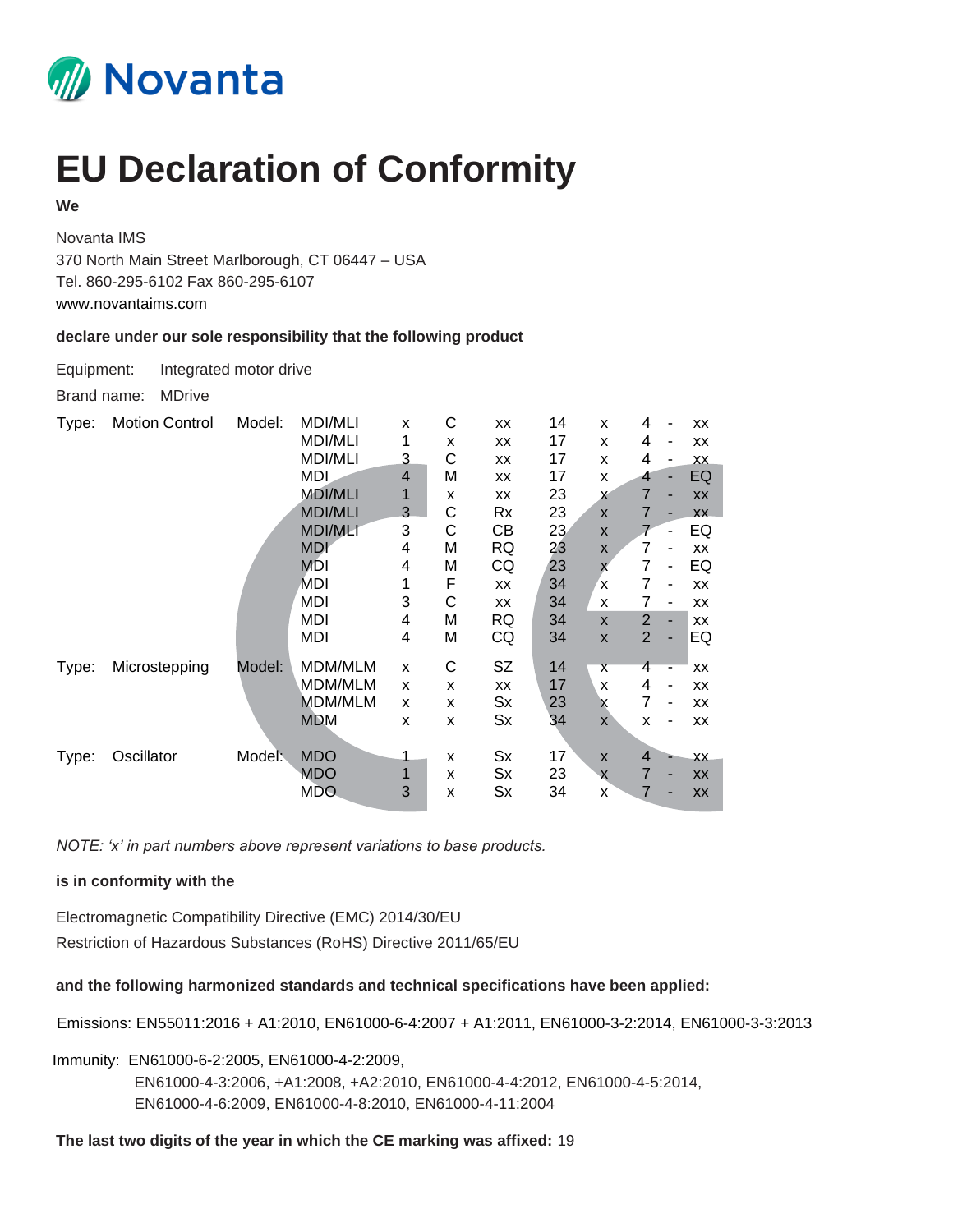Novanta

# EU Declaration of Conformity

**We**

Novanta IMS
370 North Main Street Marlborough, CT 06447 – USA
Tel. 860-295-6102 Fax 860-295-6107
www.novantaims.com

**declare under our sole responsibility that the following product**

Equipment: Integrated motor drive

Brand name: MDrive

| Type: | | Model: | | | | | | | | | |
|---|---|---|---|---|---|---|---|---|---|---|---|
| Type: | Motion Control | Model: | MDI/MLI | x | C | xx | 14 | x | 4 | - | xx |
| | | | MDI/MLI | 1 | x | xx | 17 | x | 4 | - | xx |
| | | | MDI/MLI | 3 | C | xx | 17 | x | 4 | - | xx |
| | | | MDI | 4 | M | xx | 17 | x | 4 | - | EQ |
| | | | MDI/MLI | 1 | x | xx | 23 | x | 7 | - | xx |
| | | | MDI/MLI | 3 | C | Rx | 23 | x | 7 | - | xx |
| | | | MDI/MLI | 3 | C | CB | 23 | x | 7 | - | EQ |
| | | | MDI | 4 | M | RQ | 23 | x | 7 | - | xx |
| | | | MDI | 4 | M | CQ | 23 | x | 7 | - | EQ |
| | | | MDI | 1 | F | xx | 34 | x | 7 | - | xx |
| | | | MDI | 3 | C | xx | 34 | x | 7 | - | xx |
| | | | MDI | 4 | M | RQ | 34 | x | 2 | - | xx |
| | | | MDI | 4 | M | CQ | 34 | x | 2 | - | EQ |
| Type: | Microstepping | Model: | MDM/MLM | x | C | SZ | 14 | x | 4 | - | xx |
| | | | MDM/MLM | x | x | xx | 17 | x | 4 | - | xx |
| | | | MDM/MLM | x | x | Sx | 23 | x | 7 | - | xx |
| | | | MDM | x | x | Sx | 34 | x | x | - | xx |
| Type: | Oscillator | Model: | MDO | 1 | x | Sx | 17 | x | 4 | - | xx |
| | | | MDO | 1 | x | Sx | 23 | x | 7 | - | xx |
| | | | MDO | 3 | x | Sx | 34 | x | 7 | - | xx |

*NOTE: 'x' in part numbers above represent variations to base products.*

**is in conformity with the**

Electromagnetic Compatibility Directive (EMC) 2014/30/EU
Restriction of Hazardous Substances (RoHS) Directive 2011/65/EU

**and the following harmonized standards and technical specifications have been applied:**

Emissions: EN55011:2016 + A1:2010, EN61000-6-4:2007 + A1:2011, EN61000-3-2:2014, EN61000-3-3:2013

Immunity: EN61000-6-2:2005, EN61000-4-2:2009,
EN61000-4-3:2006, +A1:2008, +A2:2010, EN61000-4-4:2012, EN61000-4-5:2014,
EN61000-4-6:2009, EN61000-4-8:2010, EN61000-4-11:2004

**The last two digits of the year in which the CE marking was affixed:** 19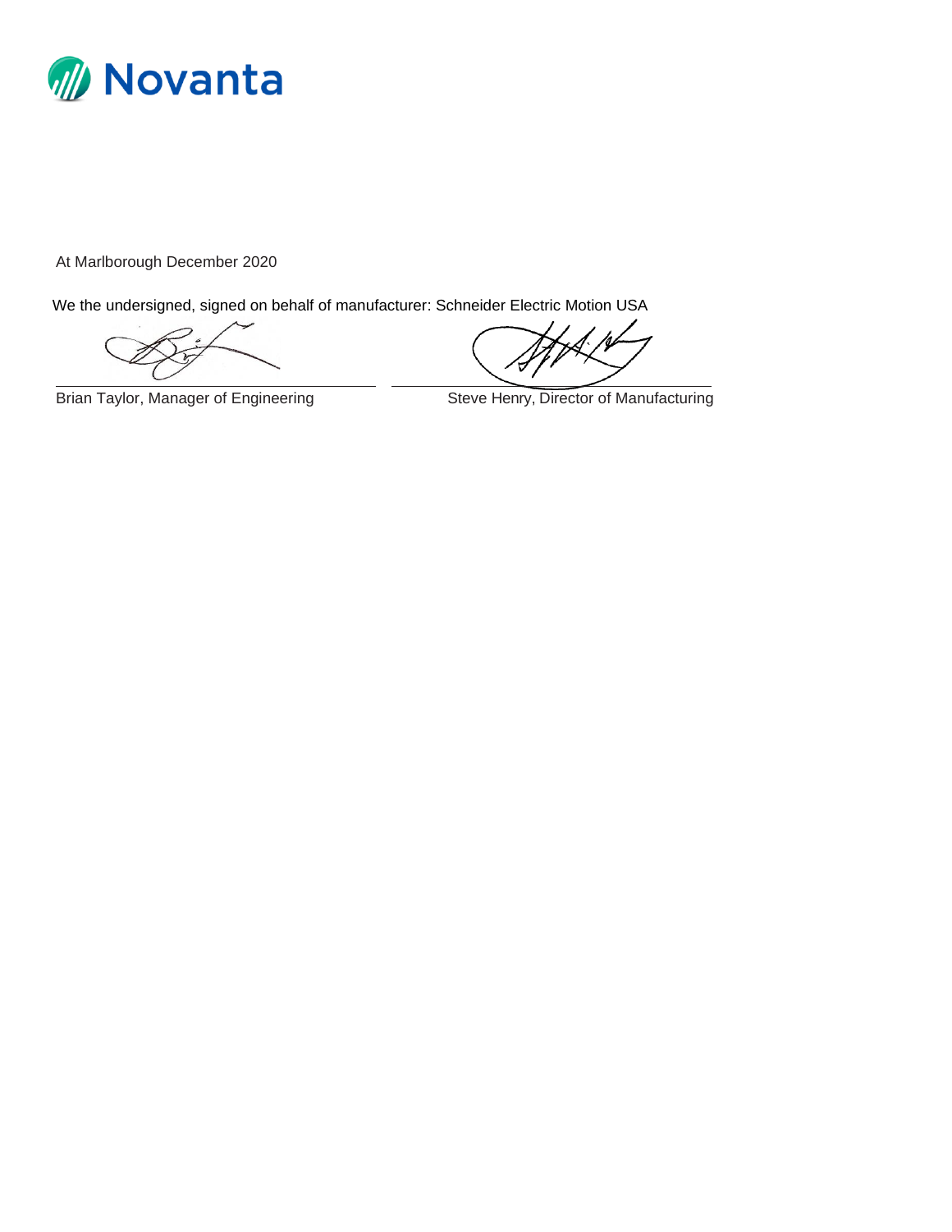Novanta

At Marlborough December 2020

We the undersigned, signed on behalf of manufacturer: Schneider Electric Motion USA

Brian Taylor, Manager of Engineering

Steve Henry, Director of Manufacturing